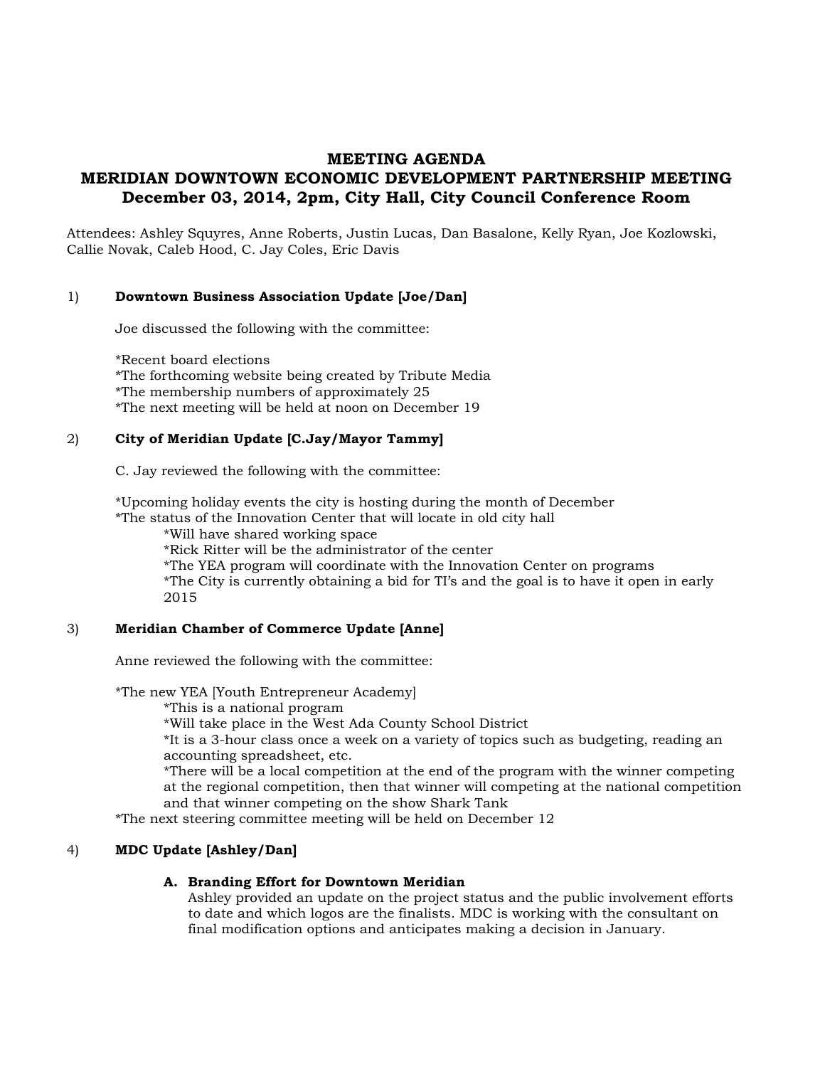# MEETING AGENDA
# MERIDIAN DOWNTOWN ECONOMIC DEVELOPMENT PARTNERSHIP MEETING
## December 03, 2014, 2pm, City Hall, City Council Conference Room

Attendees: Ashley Squyres, Anne Roberts, Justin Lucas, Dan Basalone, Kelly Ryan, Joe Kozlowski, Callie Novak, Caleb Hood, C. Jay Coles, Eric Davis

1) **Downtown Business Association Update [Joe/Dan]**

Joe discussed the following with the committee:

*Recent board elections
*The forthcoming website being created by Tribute Media
*The membership numbers of approximately 25
*The next meeting will be held at noon on December 19

2) **City of Meridian Update [C.Jay/Mayor Tammy]**

C. Jay reviewed the following with the committee:

*Upcoming holiday events the city is hosting during the month of December
*The status of the Innovation Center that will locate in old city hall
    *Will have shared working space
    *Rick Ritter will be the administrator of the center
    *The YEA program will coordinate with the Innovation Center on programs
    *The City is currently obtaining a bid for TI's and the goal is to have it open in early 2015

3) **Meridian Chamber of Commerce Update [Anne]**

Anne reviewed the following with the committee:

*The new YEA [Youth Entrepreneur Academy]
    *This is a national program
    *Will take place in the West Ada County School District
    *It is a 3-hour class once a week on a variety of topics such as budgeting, reading an accounting spreadsheet, etc.
    *There will be a local competition at the end of the program with the winner competing at the regional competition, then that winner will competing at the national competition and that winner competing on the show Shark Tank
*The next steering committee meeting will be held on December 12

4) **MDC Update [Ashley/Dan]**

**A. Branding Effort for Downtown Meridian**
Ashley provided an update on the project status and the public involvement efforts to date and which logos are the finalists. MDC is working with the consultant on final modification options and anticipates making a decision in January.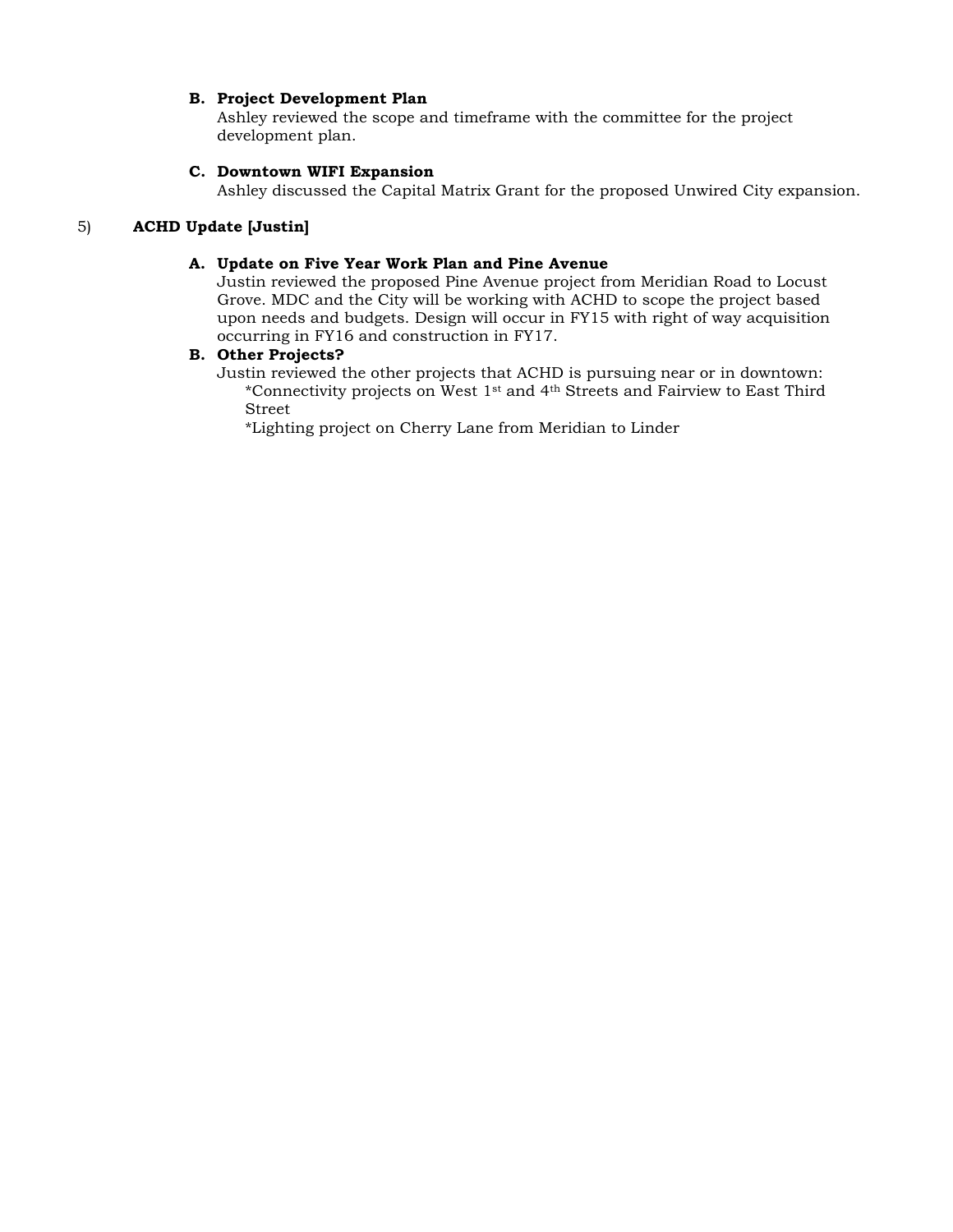**B. Project Development Plan**
Ashley reviewed the scope and timeframe with the committee for the project development plan.

**C. Downtown WIFI Expansion**
Ashley discussed the Capital Matrix Grant for the proposed Unwired City expansion.

5) **ACHD Update [Justin]**

**A. Update on Five Year Work Plan and Pine Avenue**
Justin reviewed the proposed Pine Avenue project from Meridian Road to Locust Grove. MDC and the City will be working with ACHD to scope the project based upon needs and budgets. Design will occur in FY15 with right of way acquisition occurring in FY16 and construction in FY17.

**B. Other Projects?**
Justin reviewed the other projects that ACHD is pursuing near or in downtown:
*Connectivity projects on West 1st and 4th Streets and Fairview to East Third Street
*Lighting project on Cherry Lane from Meridian to Linder